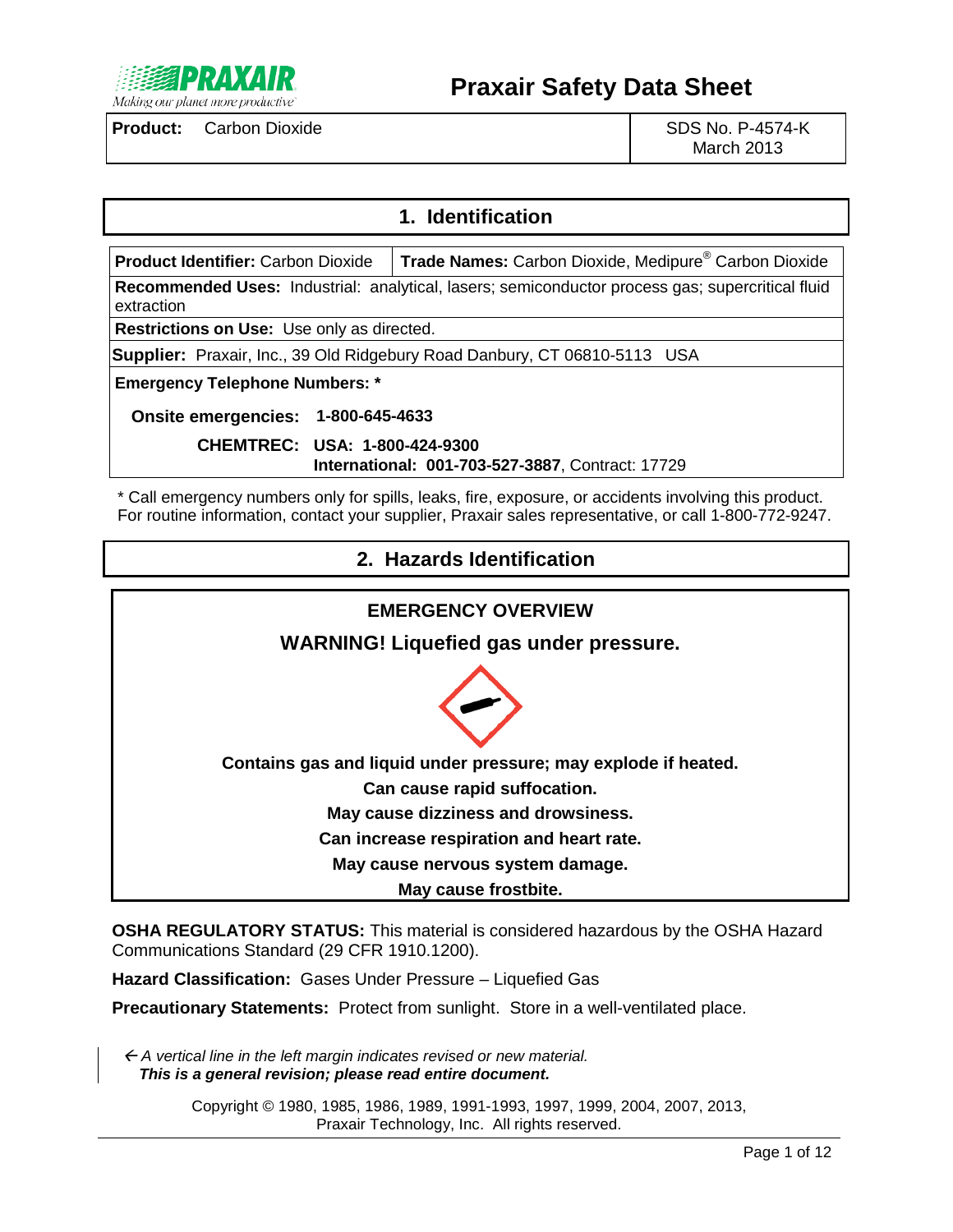# Praxair Safety Data Sheet

| **Product:** Carbon Dioxide | SDS No. P-4574-K<br>March 2013 |
|---|---|

## 1. Identification

| **Product Identifier:** Carbon Dioxide | **Trade Names:** Carbon Dioxide, Medipure® Carbon Dioxide |
|---|---|

**Recommended Uses:** Industrial: analytical, lasers; semiconductor process gas; supercritical fluid extraction

**Restrictions on Use:** Use only as directed.

**Supplier:** Praxair, Inc., 39 Old Ridgebury Road Danbury, CT 06810-5113 USA

**Emergency Telephone Numbers: \***

**Onsite emergencies: 1-800-645-4633**

**CHEMTREC: USA: 1-800-424-9300**
**International: 001-703-527-3887**, Contract: 17729

\* Call emergency numbers only for spills, leaks, fire, exposure, or accidents involving this product. For routine information, contact your supplier, Praxair sales representative, or call 1-800-772-9247.

## 2. Hazards Identification

**EMERGENCY OVERVIEW**

**WARNING! Liquefied gas under pressure.**

**Contains gas and liquid under pressure; may explode if heated.**

**Can cause rapid suffocation.**

**May cause dizziness and drowsiness.**

**Can increase respiration and heart rate.**

**May cause nervous system damage.**

**May cause frostbite.**

**OSHA REGULATORY STATUS:** This material is considered hazardous by the OSHA Hazard Communications Standard (29 CFR 1910.1200).

**Hazard Classification:** Gases Under Pressure – Liquefied Gas

**Precautionary Statements:** Protect from sunlight. Store in a well-ventilated place.

← *A vertical line in the left margin indicates revised or new material.*
***This is a general revision; please read entire document.***

Copyright © 1980, 1985, 1986, 1989, 1991-1993, 1997, 1999, 2004, 2007, 2013, Praxair Technology, Inc. All rights reserved.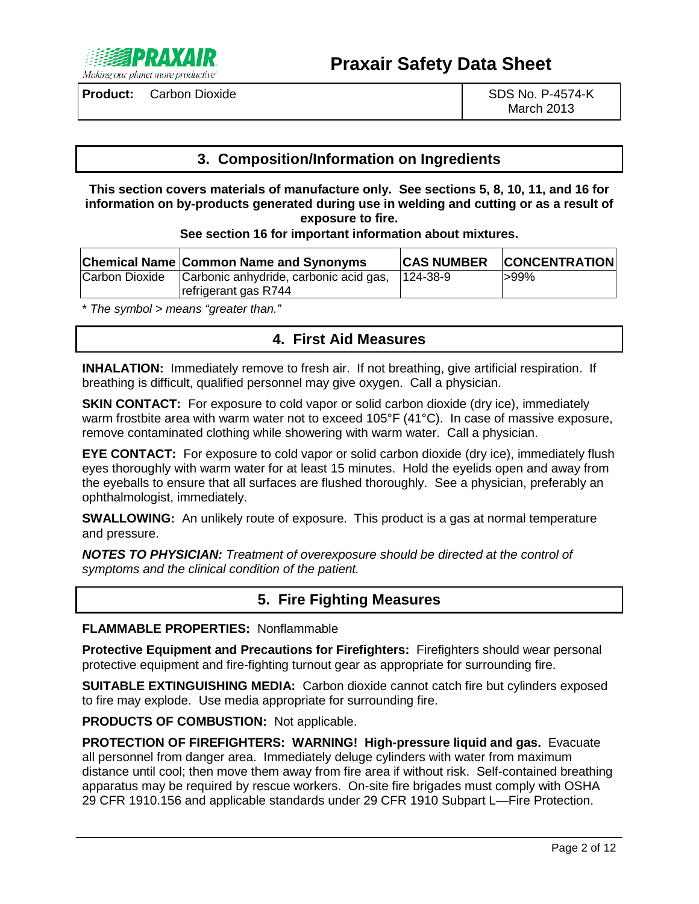## 3. Composition/Information on Ingredients

**This section covers materials of manufacture only. See sections 5, 8, 10, 11, and 16 for information on by-products generated during use in welding and cutting or as a result of exposure to fire.**

**See section 16 for important information about mixtures.**

| Chemical Name | Common Name and Synonyms | CAS NUMBER | CONCENTRATION |
|---|---|---|---|
| Carbon Dioxide | Carbonic anhydride, carbonic acid gas, refrigerant gas R744 | 124-38-9 | >99% |

*\* The symbol > means "greater than."*

## 4. First Aid Measures

**INHALATION:** Immediately remove to fresh air. If not breathing, give artificial respiration. If breathing is difficult, qualified personnel may give oxygen. Call a physician.

**SKIN CONTACT:** For exposure to cold vapor or solid carbon dioxide (dry ice), immediately warm frostbite area with warm water not to exceed 105°F (41°C). In case of massive exposure, remove contaminated clothing while showering with warm water. Call a physician.

**EYE CONTACT:** For exposure to cold vapor or solid carbon dioxide (dry ice), immediately flush eyes thoroughly with warm water for at least 15 minutes. Hold the eyelids open and away from the eyeballs to ensure that all surfaces are flushed thoroughly. See a physician, preferably an ophthalmologist, immediately.

**SWALLOWING:** An unlikely route of exposure. This product is a gas at normal temperature and pressure.

***NOTES TO PHYSICIAN:*** *Treatment of overexposure should be directed at the control of symptoms and the clinical condition of the patient.*

## 5. Fire Fighting Measures

**FLAMMABLE PROPERTIES:** Nonflammable

**Protective Equipment and Precautions for Firefighters:** Firefighters should wear personal protective equipment and fire-fighting turnout gear as appropriate for surrounding fire.

**SUITABLE EXTINGUISHING MEDIA:** Carbon dioxide cannot catch fire but cylinders exposed to fire may explode. Use media appropriate for surrounding fire.

**PRODUCTS OF COMBUSTION:** Not applicable.

**PROTECTION OF FIREFIGHTERS: WARNING! High-pressure liquid and gas.** Evacuate all personnel from danger area. Immediately deluge cylinders with water from maximum distance until cool; then move them away from fire area if without risk. Self-contained breathing apparatus may be required by rescue workers. On-site fire brigades must comply with OSHA 29 CFR 1910.156 and applicable standards under 29 CFR 1910 Subpart L—Fire Protection.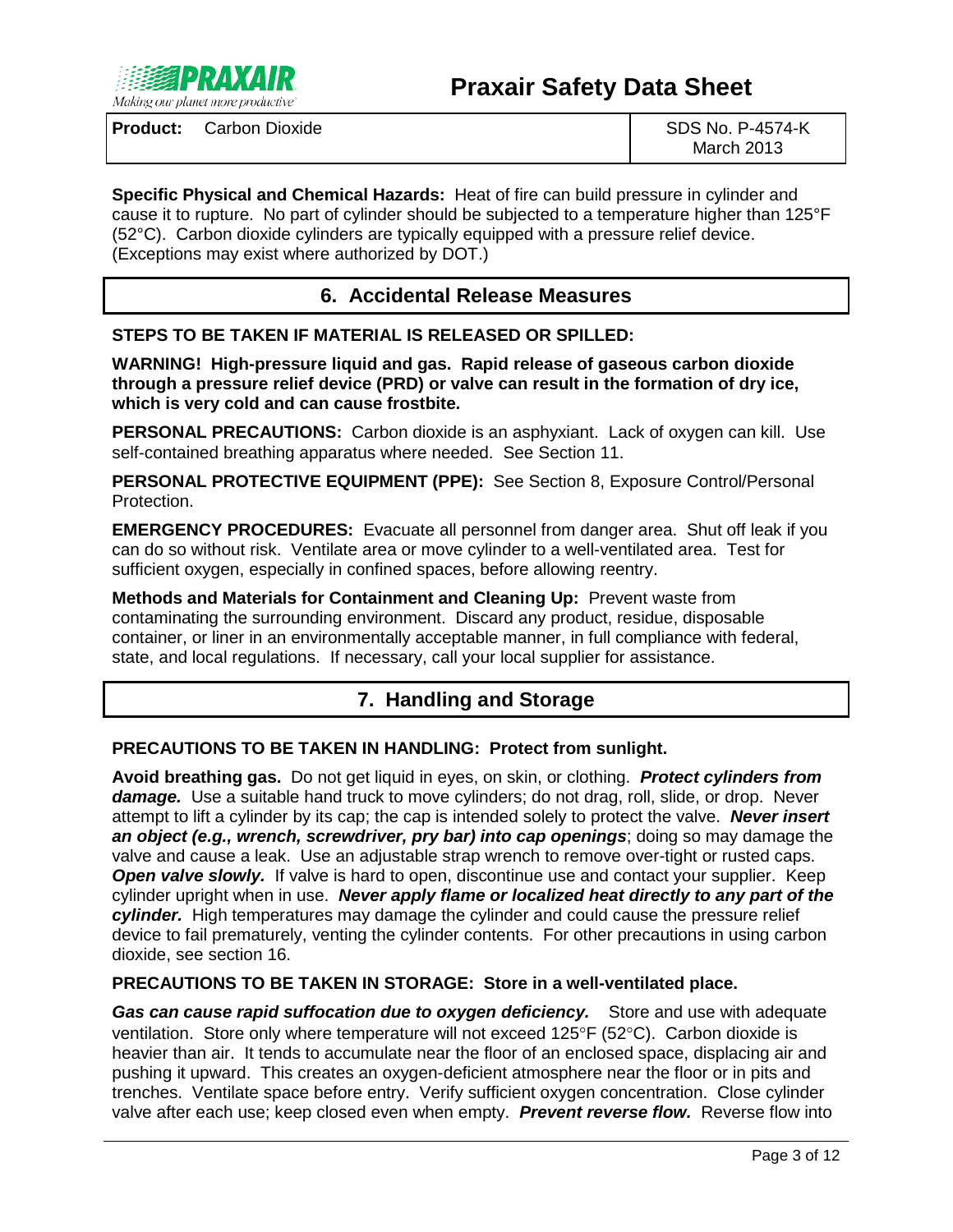**Specific Physical and Chemical Hazards:** Heat of fire can build pressure in cylinder and cause it to rupture. No part of cylinder should be subjected to a temperature higher than 125°F (52°C). Carbon dioxide cylinders are typically equipped with a pressure relief device. (Exceptions may exist where authorized by DOT.)

## 6. Accidental Release Measures

**STEPS TO BE TAKEN IF MATERIAL IS RELEASED OR SPILLED:**

**WARNING! High-pressure liquid and gas. Rapid release of gaseous carbon dioxide through a pressure relief device (PRD) or valve can result in the formation of dry ice, which is very cold and can cause frostbite.**

**PERSONAL PRECAUTIONS:** Carbon dioxide is an asphyxiant. Lack of oxygen can kill. Use self-contained breathing apparatus where needed. See Section 11.

**PERSONAL PROTECTIVE EQUIPMENT (PPE):** See Section 8, Exposure Control/Personal Protection.

**EMERGENCY PROCEDURES:** Evacuate all personnel from danger area. Shut off leak if you can do so without risk. Ventilate area or move cylinder to a well-ventilated area. Test for sufficient oxygen, especially in confined spaces, before allowing reentry.

**Methods and Materials for Containment and Cleaning Up:** Prevent waste from contaminating the surrounding environment. Discard any product, residue, disposable container, or liner in an environmentally acceptable manner, in full compliance with federal, state, and local regulations. If necessary, call your local supplier for assistance.

## 7. Handling and Storage

**PRECAUTIONS TO BE TAKEN IN HANDLING: Protect from sunlight.**

**Avoid breathing gas.** Do not get liquid in eyes, on skin, or clothing. ***Protect cylinders from damage.*** Use a suitable hand truck to move cylinders; do not drag, roll, slide, or drop. Never attempt to lift a cylinder by its cap; the cap is intended solely to protect the valve. ***Never insert an object (e.g., wrench, screwdriver, pry bar) into cap openings***; doing so may damage the valve and cause a leak. Use an adjustable strap wrench to remove over-tight or rusted caps. ***Open valve slowly.*** If valve is hard to open, discontinue use and contact your supplier. Keep cylinder upright when in use. ***Never apply flame or localized heat directly to any part of the cylinder.*** High temperatures may damage the cylinder and could cause the pressure relief device to fail prematurely, venting the cylinder contents. For other precautions in using carbon dioxide, see section 16.

**PRECAUTIONS TO BE TAKEN IN STORAGE: Store in a well-ventilated place.**

***Gas can cause rapid suffocation due to oxygen deficiency.*** Store and use with adequate ventilation. Store only where temperature will not exceed 125°F (52°C). Carbon dioxide is heavier than air. It tends to accumulate near the floor of an enclosed space, displacing air and pushing it upward. This creates an oxygen-deficient atmosphere near the floor or in pits and trenches. Ventilate space before entry. Verify sufficient oxygen concentration. Close cylinder valve after each use; keep closed even when empty. ***Prevent reverse flow.*** Reverse flow into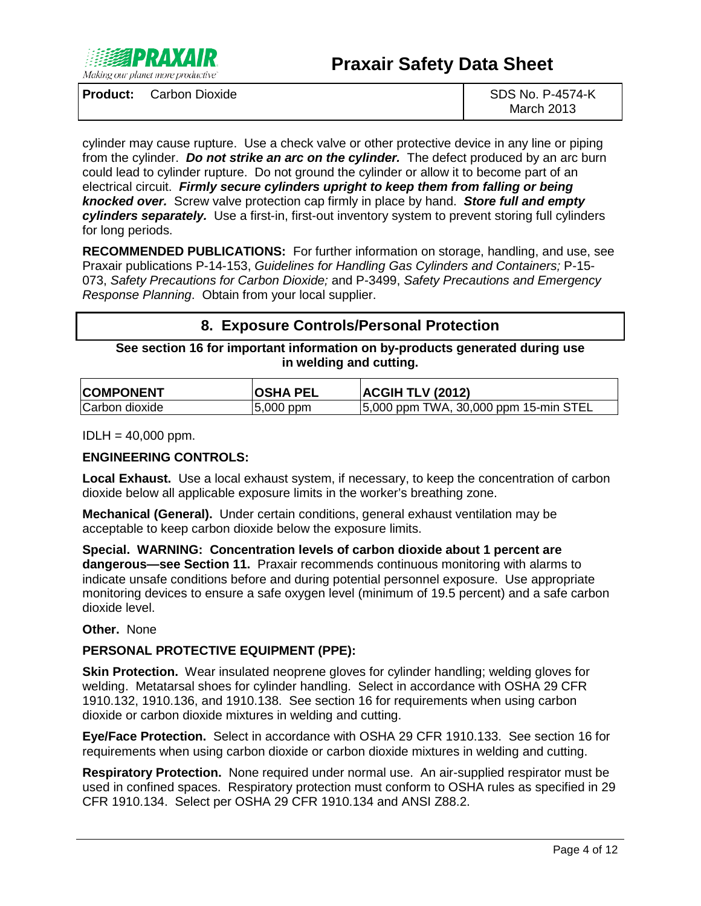cylinder may cause rupture. Use a check valve or other protective device in any line or piping from the cylinder. ***Do not strike an arc on the cylinder.*** The defect produced by an arc burn could lead to cylinder rupture. Do not ground the cylinder or allow it to become part of an electrical circuit. ***Firmly secure cylinders upright to keep them from falling or being knocked over.*** Screw valve protection cap firmly in place by hand. ***Store full and empty cylinders separately.*** Use a first-in, first-out inventory system to prevent storing full cylinders for long periods.

**RECOMMENDED PUBLICATIONS:** For further information on storage, handling, and use, see Praxair publications P-14-153, *Guidelines for Handling Gas Cylinders and Containers;* P-15-073, *Safety Precautions for Carbon Dioxide;* and P-3499, *Safety Precautions and Emergency Response Planning*. Obtain from your local supplier.

## 8. Exposure Controls/Personal Protection

**See section 16 for important information on by-products generated during use in welding and cutting.**

| COMPONENT | OSHA PEL | ACGIH TLV (2012) |
|---|---|---|
| Carbon dioxide | 5,000 ppm | 5,000 ppm TWA, 30,000 ppm 15-min STEL |

IDLH = 40,000 ppm.

**ENGINEERING CONTROLS:**

**Local Exhaust.** Use a local exhaust system, if necessary, to keep the concentration of carbon dioxide below all applicable exposure limits in the worker's breathing zone.

**Mechanical (General).** Under certain conditions, general exhaust ventilation may be acceptable to keep carbon dioxide below the exposure limits.

**Special. WARNING: Concentration levels of carbon dioxide about 1 percent are dangerous—see Section 11.** Praxair recommends continuous monitoring with alarms to indicate unsafe conditions before and during potential personnel exposure. Use appropriate monitoring devices to ensure a safe oxygen level (minimum of 19.5 percent) and a safe carbon dioxide level.

**Other.** None

**PERSONAL PROTECTIVE EQUIPMENT (PPE):**

**Skin Protection.** Wear insulated neoprene gloves for cylinder handling; welding gloves for welding. Metatarsal shoes for cylinder handling. Select in accordance with OSHA 29 CFR 1910.132, 1910.136, and 1910.138. See section 16 for requirements when using carbon dioxide or carbon dioxide mixtures in welding and cutting.

**Eye/Face Protection.** Select in accordance with OSHA 29 CFR 1910.133. See section 16 for requirements when using carbon dioxide or carbon dioxide mixtures in welding and cutting.

**Respiratory Protection.** None required under normal use. An air-supplied respirator must be used in confined spaces. Respiratory protection must conform to OSHA rules as specified in 29 CFR 1910.134. Select per OSHA 29 CFR 1910.134 and ANSI Z88.2.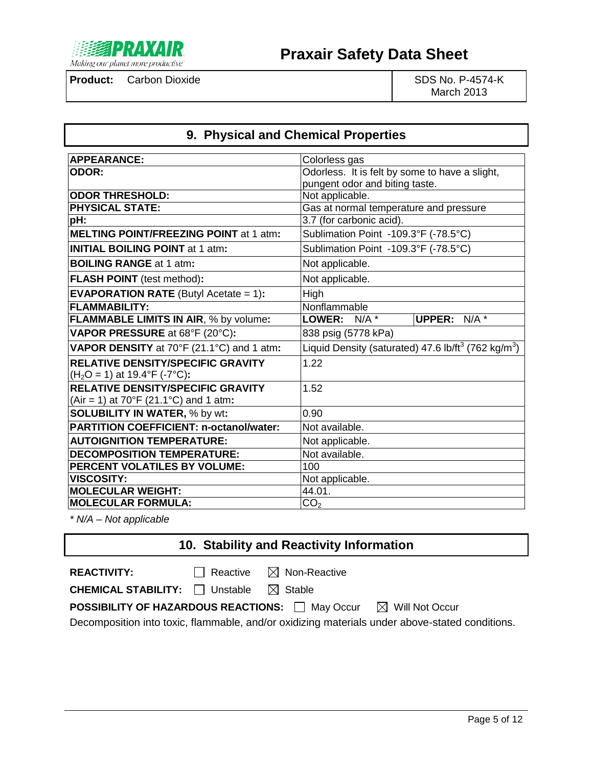**Praxair Safety Data Sheet**

| **Product:** Carbon Dioxide | SDS No. P-4574-K March 2013 |
|---|---|

## 9. Physical and Chemical Properties

| | |
|---|---|
| **APPEARANCE:** | Colorless gas |
| **ODOR:** | Odorless. It is felt by some to have a slight, pungent odor and biting taste. |
| **ODOR THRESHOLD:** | Not applicable. |
| **PHYSICAL STATE:** | Gas at normal temperature and pressure |
| **pH:** | 3.7 (for carbonic acid). |
| **MELTING POINT/FREEZING POINT** at 1 atm**:** | Sublimation Point -109.3°F (-78.5°C) |
| **INITIAL BOILING POINT** at 1 atm**:** | Sublimation Point -109.3°F (-78.5°C) |
| **BOILING RANGE** at 1 atm**:** | Not applicable. |
| **FLASH POINT** (test method)**:** | Not applicable. |
| **EVAPORATION RATE** (Butyl Acetate = 1)**:** | High |
| **FLAMMABILITY:** | Nonflammable |
| **FLAMMABLE LIMITS IN AIR**, % by volume**:** | **LOWER:** N/A * **UPPER:** N/A * |
| **VAPOR PRESSURE** at 68°F (20°C)**:** | 838 psig (5778 kPa) |
| **VAPOR DENSITY** at 70°F (21.1°C) and 1 atm**:** | Liquid Density (saturated) 47.6 lb/ft$^3$ (762 kg/m$^3$) |
| **RELATIVE DENSITY/SPECIFIC GRAVITY** ($H_2O$ = 1) at 19.4°F (-7°C)**:** | 1.22 |
| **RELATIVE DENSITY/SPECIFIC GRAVITY** (Air = 1) at 70°F (21.1°C) and 1 atm**:** | 1.52 |
| **SOLUBILITY IN WATER,** % by wt**:** | 0.90 |
| **PARTITION COEFFICIENT: n-octanol/water:** | Not available. |
| **AUTOIGNITION TEMPERATURE:** | Not applicable. |
| **DECOMPOSITION TEMPERATURE:** | Not available. |
| **PERCENT VOLATILES BY VOLUME:** | 100 |
| **VISCOSITY:** | Not applicable. |
| **MOLECULAR WEIGHT:** | 44.01. |
| **MOLECULAR FORMULA:** | $CO_2$ |

*\* N/A – Not applicable*

## 10. Stability and Reactivity Information

**REACTIVITY:** ☐ Reactive ☒ Non-Reactive

**CHEMICAL STABILITY:** ☐ Unstable ☒ Stable

**POSSIBILITY OF HAZARDOUS REACTIONS:** ☐ May Occur ☒ Will Not Occur

Decomposition into toxic, flammable, and/or oxidizing materials under above-stated conditions.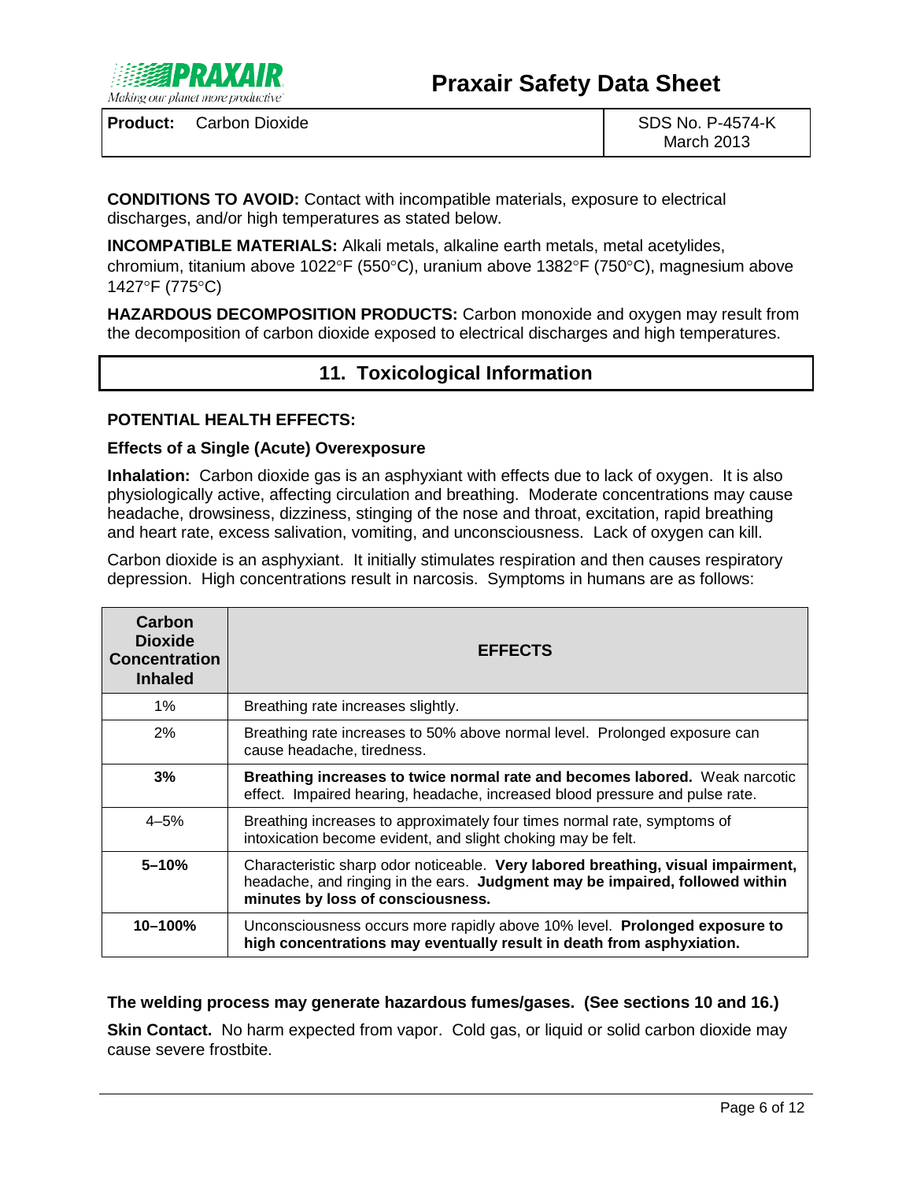**CONDITIONS TO AVOID:** Contact with incompatible materials, exposure to electrical discharges, and/or high temperatures as stated below.

**INCOMPATIBLE MATERIALS:** Alkali metals, alkaline earth metals, metal acetylides, chromium, titanium above 1022°F (550°C), uranium above 1382°F (750°C), magnesium above 1427°F (775°C)

**HAZARDOUS DECOMPOSITION PRODUCTS:** Carbon monoxide and oxygen may result from the decomposition of carbon dioxide exposed to electrical discharges and high temperatures.

## 11. Toxicological Information

**POTENTIAL HEALTH EFFECTS:**

**Effects of a Single (Acute) Overexposure**

**Inhalation:** Carbon dioxide gas is an asphyxiant with effects due to lack of oxygen. It is also physiologically active, affecting circulation and breathing. Moderate concentrations may cause headache, drowsiness, dizziness, stinging of the nose and throat, excitation, rapid breathing and heart rate, excess salivation, vomiting, and unconsciousness. Lack of oxygen can kill.

Carbon dioxide is an asphyxiant. It initially stimulates respiration and then causes respiratory depression. High concentrations result in narcosis. Symptoms in humans are as follows:

| Carbon Dioxide Concentration Inhaled | EFFECTS |
|---|---|
| 1% | Breathing rate increases slightly. |
| 2% | Breathing rate increases to 50% above normal level. Prolonged exposure can cause headache, tiredness. |
| **3%** | **Breathing increases to twice normal rate and becomes labored.** Weak narcotic effect. Impaired hearing, headache, increased blood pressure and pulse rate. |
| 4–5% | Breathing increases to approximately four times normal rate, symptoms of intoxication become evident, and slight choking may be felt. |
| **5–10%** | Characteristic sharp odor noticeable. **Very labored breathing, visual impairment,** headache, and ringing in the ears. **Judgment may be impaired, followed within minutes by loss of consciousness.** |
| **10–100%** | Unconsciousness occurs more rapidly above 10% level. **Prolonged exposure to high concentrations may eventually result in death from asphyxiation.** |

**The welding process may generate hazardous fumes/gases. (See sections 10 and 16.)**

**Skin Contact.** No harm expected from vapor. Cold gas, or liquid or solid carbon dioxide may cause severe frostbite.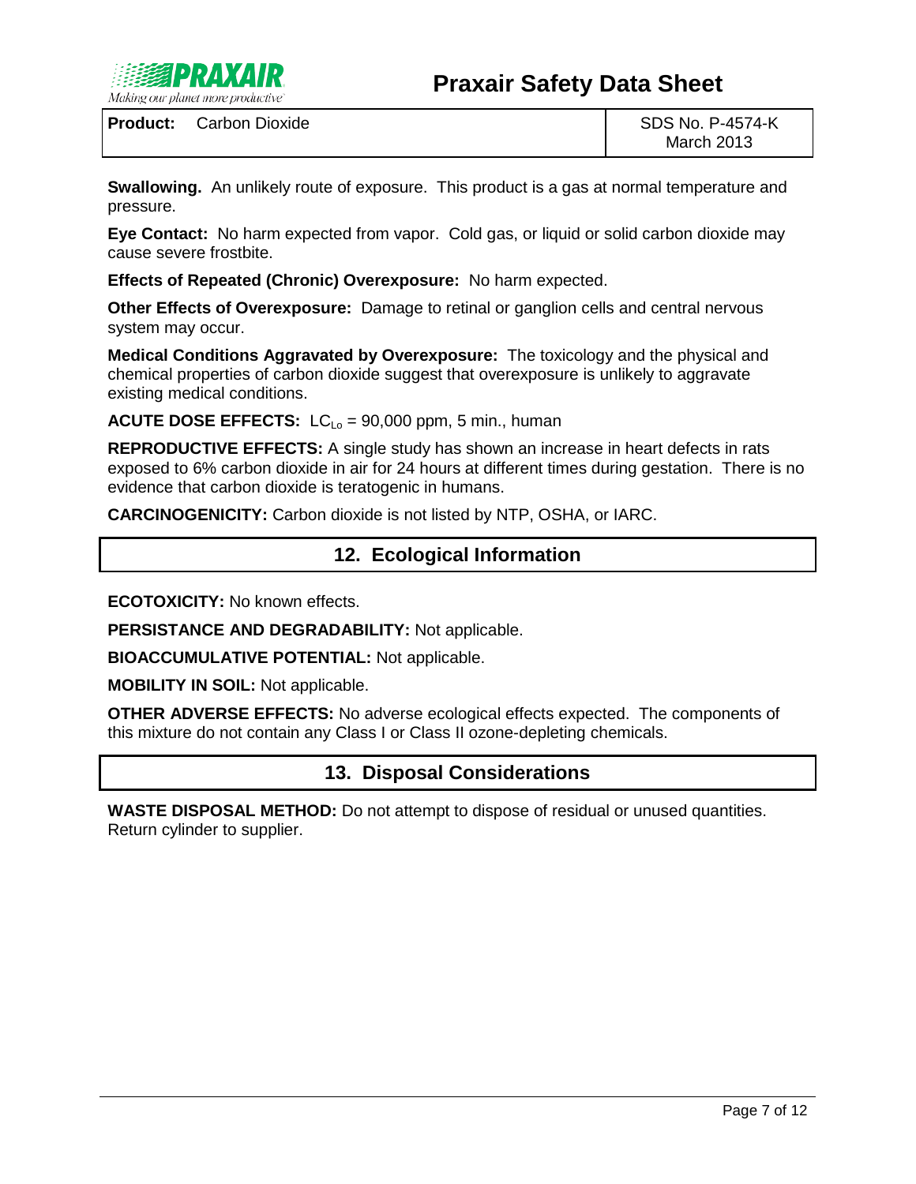**Swallowing.** An unlikely route of exposure. This product is a gas at normal temperature and pressure.

**Eye Contact:** No harm expected from vapor. Cold gas, or liquid or solid carbon dioxide may cause severe frostbite.

**Effects of Repeated (Chronic) Overexposure:** No harm expected.

**Other Effects of Overexposure:** Damage to retinal or ganglion cells and central nervous system may occur.

**Medical Conditions Aggravated by Overexposure:** The toxicology and the physical and chemical properties of carbon dioxide suggest that overexposure is unlikely to aggravate existing medical conditions.

**ACUTE DOSE EFFECTS:** $LC_{Lo}$ = 90,000 ppm, 5 min., human

**REPRODUCTIVE EFFECTS:** A single study has shown an increase in heart defects in rats exposed to 6% carbon dioxide in air for 24 hours at different times during gestation. There is no evidence that carbon dioxide is teratogenic in humans.

**CARCINOGENICITY:** Carbon dioxide is not listed by NTP, OSHA, or IARC.

## 12. Ecological Information

**ECOTOXICITY:** No known effects.

**PERSISTANCE AND DEGRADABILITY:** Not applicable.

**BIOACCUMULATIVE POTENTIAL:** Not applicable.

**MOBILITY IN SOIL:** Not applicable.

**OTHER ADVERSE EFFECTS:** No adverse ecological effects expected. The components of this mixture do not contain any Class I or Class II ozone-depleting chemicals.

## 13. Disposal Considerations

**WASTE DISPOSAL METHOD:** Do not attempt to dispose of residual or unused quantities. Return cylinder to supplier.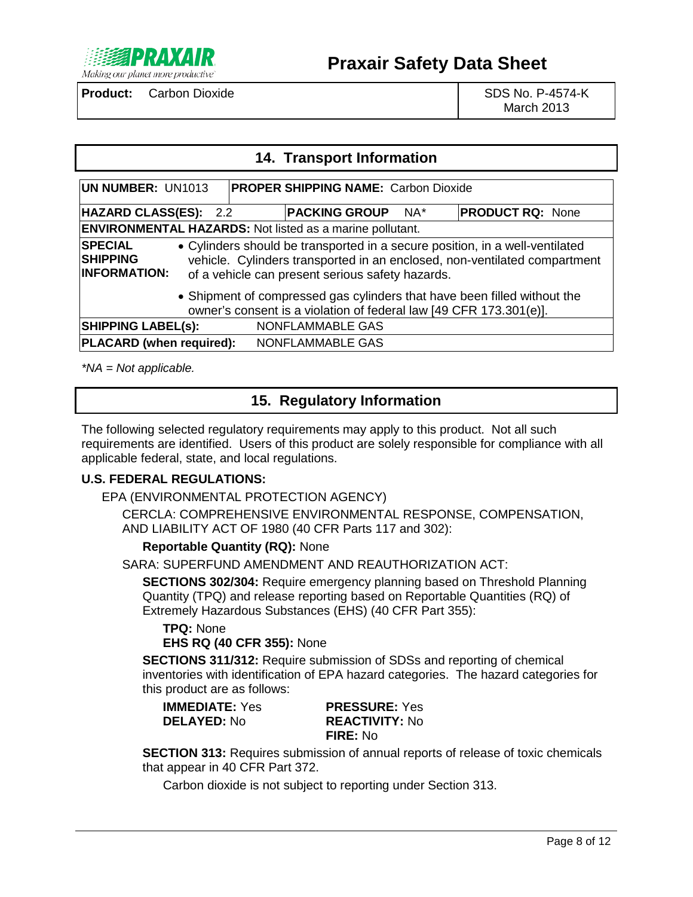**Product:** Carbon Dioxide | SDS No. P-4574-K March 2013

## 14. Transport Information

| | | | |
|---|---|---|---|
| **UN NUMBER:** UN1013 | **PROPER SHIPPING NAME:** Carbon Dioxide | | |
| **HAZARD CLASS(ES):** 2.2 | **PACKING GROUP** NA* | **PRODUCT RQ:** None | |
| **ENVIRONMENTAL HAZARDS:** Not listed as a marine pollutant. | | | |
| **SPECIAL SHIPPING INFORMATION:** | • Cylinders should be transported in a secure position, in a well-ventilated vehicle. Cylinders transported in an enclosed, non-ventilated compartment of a vehicle can present serious safety hazards. • Shipment of compressed gas cylinders that have been filled without the owner's consent is a violation of federal law [49 CFR 173.301(e)]. | | |
| **SHIPPING LABEL(s):** | NONFLAMMABLE GAS | | |
| **PLACARD (when required):** | NONFLAMMABLE GAS | | |

*\*NA = Not applicable.*

## 15. Regulatory Information

The following selected regulatory requirements may apply to this product. Not all such requirements are identified. Users of this product are solely responsible for compliance with all applicable federal, state, and local regulations.

**U.S. FEDERAL REGULATIONS:**

EPA (ENVIRONMENTAL PROTECTION AGENCY)

CERCLA: COMPREHENSIVE ENVIRONMENTAL RESPONSE, COMPENSATION, AND LIABILITY ACT OF 1980 (40 CFR Parts 117 and 302):

**Reportable Quantity (RQ):** None

SARA: SUPERFUND AMENDMENT AND REAUTHORIZATION ACT:

**SECTIONS 302/304:** Require emergency planning based on Threshold Planning Quantity (TPQ) and release reporting based on Reportable Quantities (RQ) of Extremely Hazardous Substances (EHS) (40 CFR Part 355):

**TPQ:** None
**EHS RQ (40 CFR 355):** None

**SECTIONS 311/312:** Require submission of SDSs and reporting of chemical inventories with identification of EPA hazard categories. The hazard categories for this product are as follows:

**IMMEDIATE:** Yes
**DELAYED:** No
**PRESSURE:** Yes
**REACTIVITY:** No
**FIRE:** No

**SECTION 313:** Requires submission of annual reports of release of toxic chemicals that appear in 40 CFR Part 372.

Carbon dioxide is not subject to reporting under Section 313.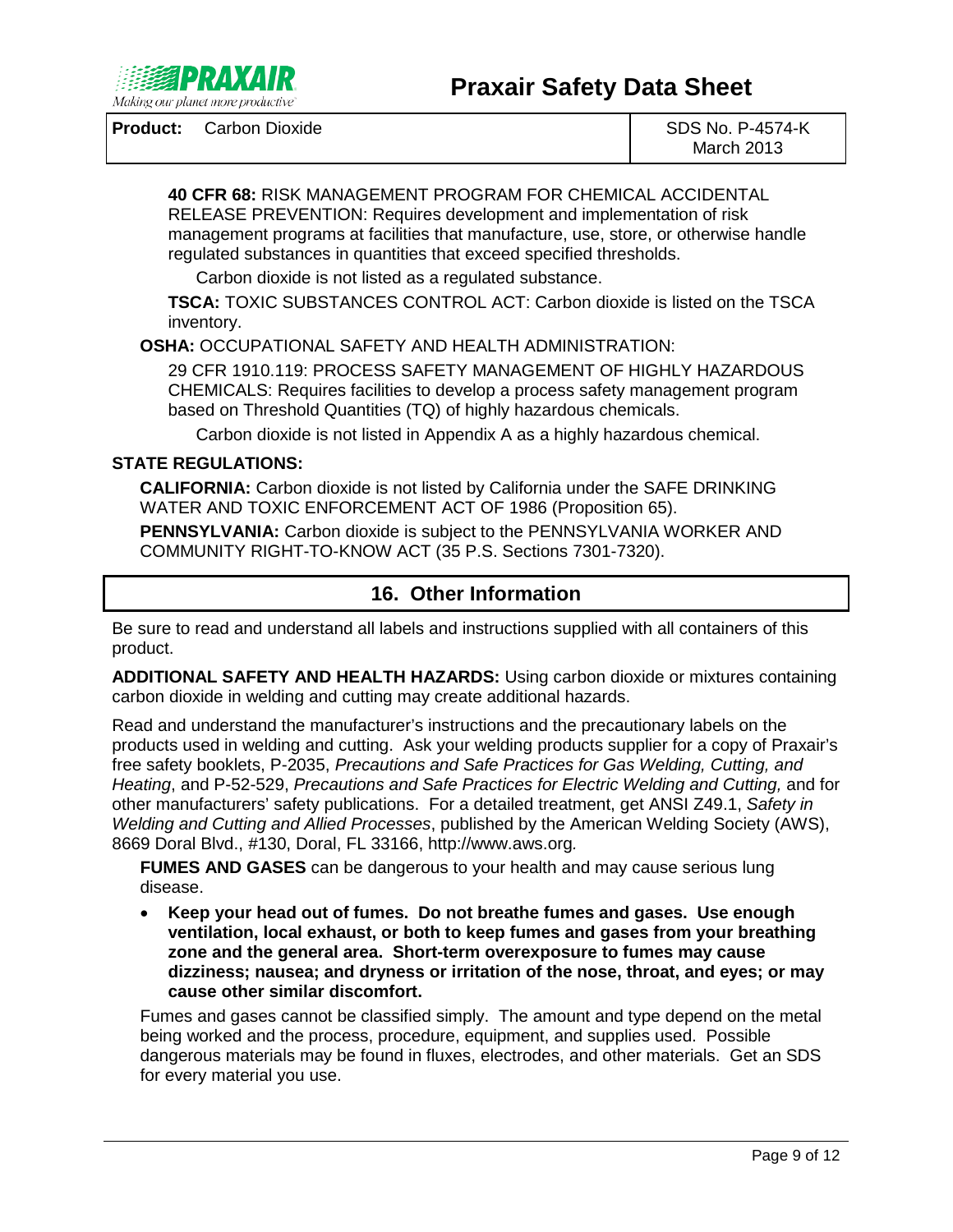**40 CFR 68:** RISK MANAGEMENT PROGRAM FOR CHEMICAL ACCIDENTAL RELEASE PREVENTION: Requires development and implementation of risk management programs at facilities that manufacture, use, store, or otherwise handle regulated substances in quantities that exceed specified thresholds.

Carbon dioxide is not listed as a regulated substance.

**TSCA:** TOXIC SUBSTANCES CONTROL ACT: Carbon dioxide is listed on the TSCA inventory.

**OSHA:** OCCUPATIONAL SAFETY AND HEALTH ADMINISTRATION:

29 CFR 1910.119: PROCESS SAFETY MANAGEMENT OF HIGHLY HAZARDOUS CHEMICALS: Requires facilities to develop a process safety management program based on Threshold Quantities (TQ) of highly hazardous chemicals.

Carbon dioxide is not listed in Appendix A as a highly hazardous chemical.

**STATE REGULATIONS:**

**CALIFORNIA:** Carbon dioxide is not listed by California under the SAFE DRINKING WATER AND TOXIC ENFORCEMENT ACT OF 1986 (Proposition 65).

**PENNSYLVANIA:** Carbon dioxide is subject to the PENNSYLVANIA WORKER AND COMMUNITY RIGHT-TO-KNOW ACT (35 P.S. Sections 7301-7320).

## 16. Other Information

Be sure to read and understand all labels and instructions supplied with all containers of this product.

**ADDITIONAL SAFETY AND HEALTH HAZARDS:** Using carbon dioxide or mixtures containing carbon dioxide in welding and cutting may create additional hazards.

Read and understand the manufacturer's instructions and the precautionary labels on the products used in welding and cutting. Ask your welding products supplier for a copy of Praxair's free safety booklets, P-2035, *Precautions and Safe Practices for Gas Welding, Cutting, and Heating*, and P-52-529, *Precautions and Safe Practices for Electric Welding and Cutting,* and for other manufacturers' safety publications. For a detailed treatment, get ANSI Z49.1, *Safety in Welding and Cutting and Allied Processes*, published by the American Welding Society (AWS), 8669 Doral Blvd., #130, Doral, FL 33166, http://www.aws.org.

**FUMES AND GASES** can be dangerous to your health and may cause serious lung disease.

- **Keep your head out of fumes. Do not breathe fumes and gases. Use enough ventilation, local exhaust, or both to keep fumes and gases from your breathing zone and the general area. Short-term overexposure to fumes may cause dizziness; nausea; and dryness or irritation of the nose, throat, and eyes; or may cause other similar discomfort.**

Fumes and gases cannot be classified simply. The amount and type depend on the metal being worked and the process, procedure, equipment, and supplies used. Possible dangerous materials may be found in fluxes, electrodes, and other materials. Get an SDS for every material you use.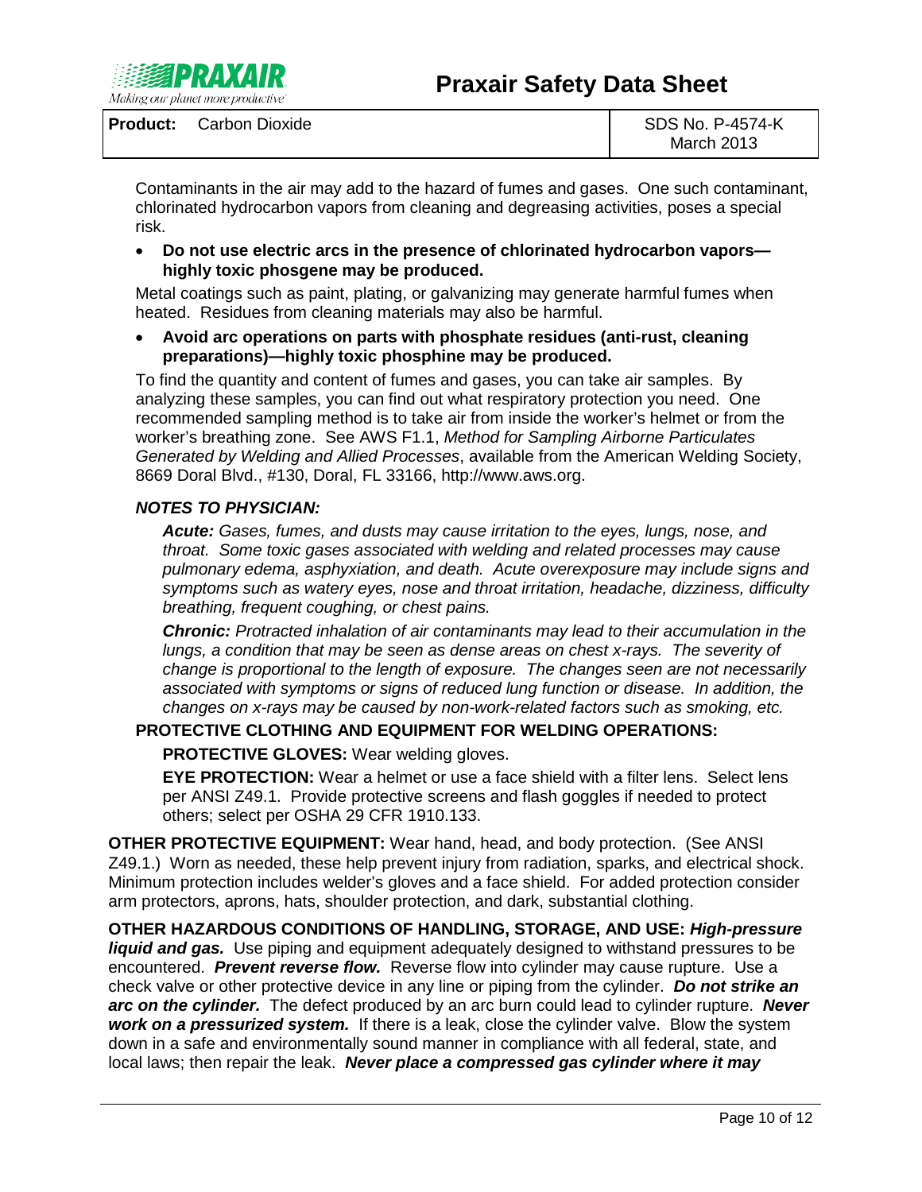Contaminants in the air may add to the hazard of fumes and gases. One such contaminant, chlorinated hydrocarbon vapors from cleaning and degreasing activities, poses a special risk.

- **Do not use electric arcs in the presence of chlorinated hydrocarbon vapors—highly toxic phosgene may be produced.**

Metal coatings such as paint, plating, or galvanizing may generate harmful fumes when heated. Residues from cleaning materials may also be harmful.

- **Avoid arc operations on parts with phosphate residues (anti-rust, cleaning preparations)—highly toxic phosphine may be produced.**

To find the quantity and content of fumes and gases, you can take air samples. By analyzing these samples, you can find out what respiratory protection you need. One recommended sampling method is to take air from inside the worker's helmet or from the worker's breathing zone. See AWS F1.1, *Method for Sampling Airborne Particulates Generated by Welding and Allied Processes*, available from the American Welding Society, 8669 Doral Blvd., #130, Doral, FL 33166, http://www.aws.org.

***NOTES TO PHYSICIAN:***

***Acute:*** *Gases, fumes, and dusts may cause irritation to the eyes, lungs, nose, and throat. Some toxic gases associated with welding and related processes may cause pulmonary edema, asphyxiation, and death. Acute overexposure may include signs and symptoms such as watery eyes, nose and throat irritation, headache, dizziness, difficulty breathing, frequent coughing, or chest pains.*

***Chronic:*** *Protracted inhalation of air contaminants may lead to their accumulation in the lungs, a condition that may be seen as dense areas on chest x-rays. The severity of change is proportional to the length of exposure. The changes seen are not necessarily associated with symptoms or signs of reduced lung function or disease. In addition, the changes on x-rays may be caused by non-work-related factors such as smoking, etc.*

**PROTECTIVE CLOTHING AND EQUIPMENT FOR WELDING OPERATIONS:**

**PROTECTIVE GLOVES:** Wear welding gloves.

**EYE PROTECTION:** Wear a helmet or use a face shield with a filter lens. Select lens per ANSI Z49.1. Provide protective screens and flash goggles if needed to protect others; select per OSHA 29 CFR 1910.133.

**OTHER PROTECTIVE EQUIPMENT:** Wear hand, head, and body protection. (See ANSI Z49.1.) Worn as needed, these help prevent injury from radiation, sparks, and electrical shock. Minimum protection includes welder's gloves and a face shield. For added protection consider arm protectors, aprons, hats, shoulder protection, and dark, substantial clothing.

**OTHER HAZARDOUS CONDITIONS OF HANDLING, STORAGE, AND USE:** ***High-pressure liquid and gas.*** Use piping and equipment adequately designed to withstand pressures to be encountered. ***Prevent reverse flow.*** Reverse flow into cylinder may cause rupture. Use a check valve or other protective device in any line or piping from the cylinder. ***Do not strike an arc on the cylinder.*** The defect produced by an arc burn could lead to cylinder rupture. ***Never work on a pressurized system.*** If there is a leak, close the cylinder valve. Blow the system down in a safe and environmentally sound manner in compliance with all federal, state, and local laws; then repair the leak. ***Never place a compressed gas cylinder where it may***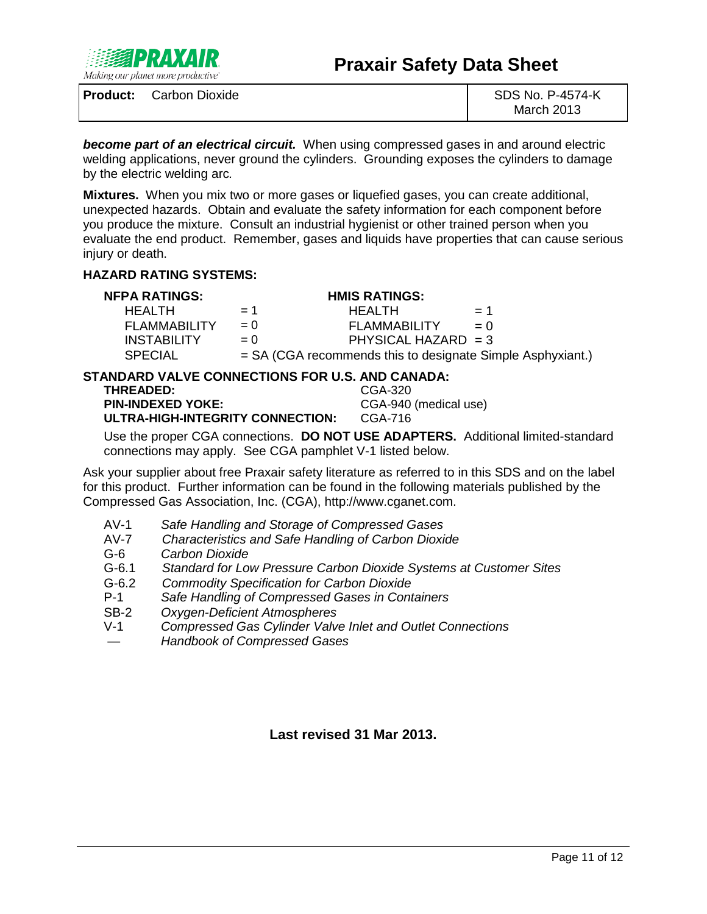***become part of an electrical circuit.*** When using compressed gases in and around electric welding applications, never ground the cylinders. Grounding exposes the cylinders to damage by the electric welding arc.

**Mixtures.** When you mix two or more gases or liquefied gases, you can create additional, unexpected hazards. Obtain and evaluate the safety information for each component before you produce the mixture. Consult an industrial hygienist or other trained person when you evaluate the end product. Remember, gases and liquids have properties that can cause serious injury or death.

**HAZARD RATING SYSTEMS:**

| **NFPA RATINGS:** | | **HMIS RATINGS:** | |
|---|---|---|---|
| HEALTH | = 1 | HEALTH | = 1 |
| FLAMMABILITY | = 0 | FLAMMABILITY | = 0 |
| INSTABILITY | = 0 | PHYSICAL HAZARD | = 3 |
| SPECIAL | = SA (CGA recommends this to designate Simple Asphyxiant.) | | |

**STANDARD VALVE CONNECTIONS FOR U.S. AND CANADA:**

| | |
|---|---|
| **THREADED:** | CGA-320 |
| **PIN-INDEXED YOKE:** | CGA-940 (medical use) |
| **ULTRA-HIGH-INTEGRITY CONNECTION:** | CGA-716 |

Use the proper CGA connections. **DO NOT USE ADAPTERS.** Additional limited-standard connections may apply. See CGA pamphlet V-1 listed below.

Ask your supplier about free Praxair safety literature as referred to in this SDS and on the label for this product. Further information can be found in the following materials published by the Compressed Gas Association, Inc. (CGA), http://www.cganet.com.

- AV-1 *Safe Handling and Storage of Compressed Gases*
- AV-7 *Characteristics and Safe Handling of Carbon Dioxide*
- G-6 *Carbon Dioxide*
- G-6.1 *Standard for Low Pressure Carbon Dioxide Systems at Customer Sites*
- G-6.2 *Commodity Specification for Carbon Dioxide*
- P-1 *Safe Handling of Compressed Gases in Containers*
- SB-2 *Oxygen-Deficient Atmospheres*
- V-1 *Compressed Gas Cylinder Valve Inlet and Outlet Connections*
- — *Handbook of Compressed Gases*

**Last revised 31 Mar 2013.**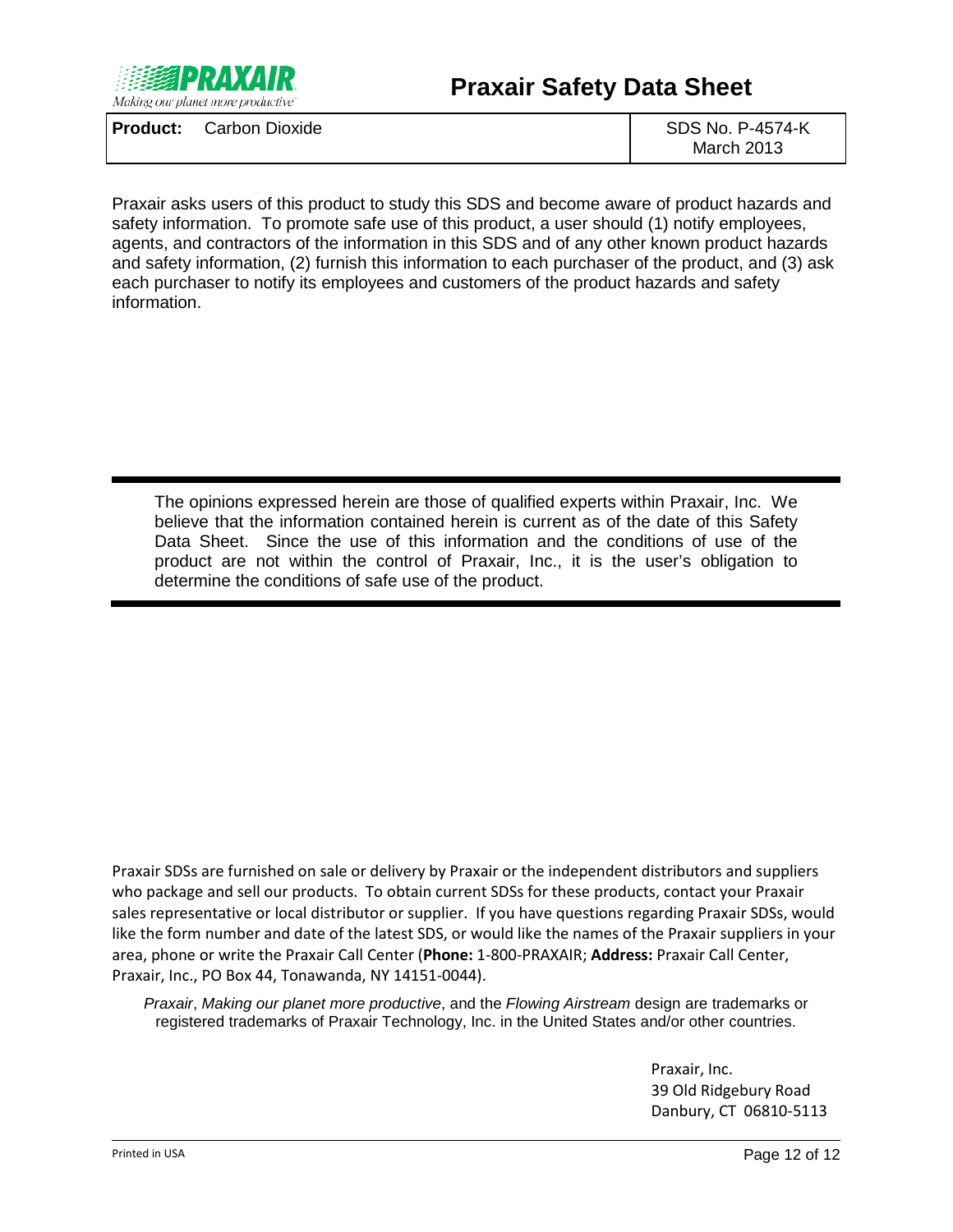Praxair asks users of this product to study this SDS and become aware of product hazards and safety information. To promote safe use of this product, a user should (1) notify employees, agents, and contractors of the information in this SDS and of any other known product hazards and safety information, (2) furnish this information to each purchaser of the product, and (3) ask each purchaser to notify its employees and customers of the product hazards and safety information.

---

The opinions expressed herein are those of qualified experts within Praxair, Inc. We believe that the information contained herein is current as of the date of this Safety Data Sheet. Since the use of this information and the conditions of use of the product are not within the control of Praxair, Inc., it is the user's obligation to determine the conditions of safe use of the product.

---

Praxair SDSs are furnished on sale or delivery by Praxair or the independent distributors and suppliers who package and sell our products. To obtain current SDSs for these products, contact your Praxair sales representative or local distributor or supplier. If you have questions regarding Praxair SDSs, would like the form number and date of the latest SDS, or would like the names of the Praxair suppliers in your area, phone or write the Praxair Call Center (**Phone:** 1-800-PRAXAIR; **Address:** Praxair Call Center, Praxair, Inc., PO Box 44, Tonawanda, NY 14151-0044).

*Praxair*, *Making our planet more productive*, and the *Flowing Airstream* design are trademarks or registered trademarks of Praxair Technology, Inc. in the United States and/or other countries.

Praxair, Inc.
39 Old Ridgebury Road
Danbury, CT 06810-5113

Printed in USA